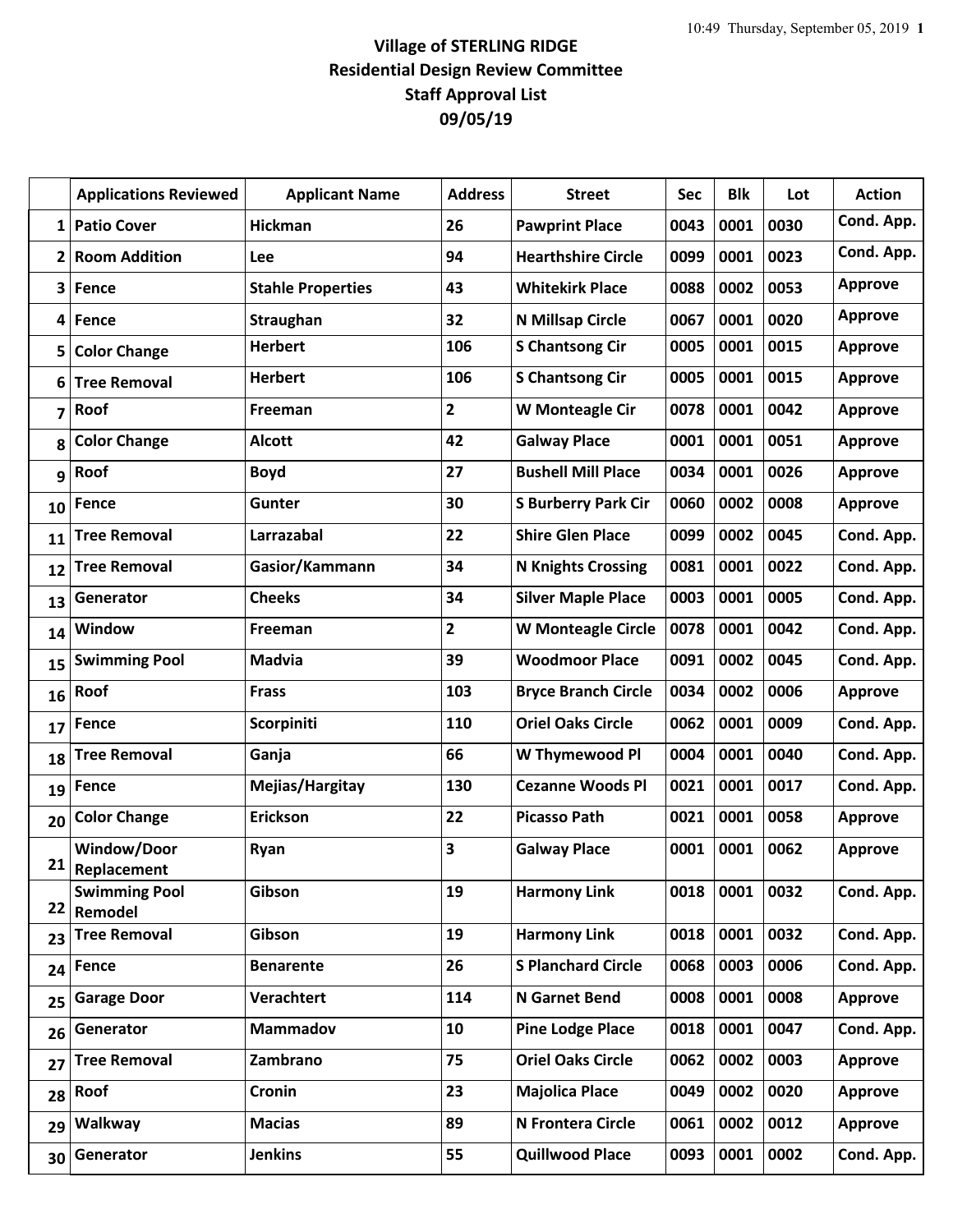# Village of STERLING RIDGE
## Residential Design Review Committee
## Staff Approval List
## 09/05/19

| | Applications Reviewed | Applicant Name | Address | Street | Sec | Blk | Lot | Action |
|---|---|---|---|---|---|---|---|---|
| 1 | Patio Cover | Hickman | 26 | Pawprint Place | 0043 | 0001 | 0030 | Cond. App. |
| 2 | Room Addition | Lee | 94 | Hearthshire Circle | 0099 | 0001 | 0023 | Cond. App. |
| 3 | Fence | Stahle Properties | 43 | Whitekirk Place | 0088 | 0002 | 0053 | Approve |
| 4 | Fence | Straughan | 32 | N Millsap Circle | 0067 | 0001 | 0020 | Approve |
| 5 | Color Change | Herbert | 106 | S Chantsong Cir | 0005 | 0001 | 0015 | Approve |
| 6 | Tree Removal | Herbert | 106 | S Chantsong Cir | 0005 | 0001 | 0015 | Approve |
| 7 | Roof | Freeman | 2 | W Monteagle Cir | 0078 | 0001 | 0042 | Approve |
| 8 | Color Change | Alcott | 42 | Galway Place | 0001 | 0001 | 0051 | Approve |
| 9 | Roof | Boyd | 27 | Bushell Mill Place | 0034 | 0001 | 0026 | Approve |
| 10 | Fence | Gunter | 30 | S Burberry Park Cir | 0060 | 0002 | 0008 | Approve |
| 11 | Tree Removal | Larrazabal | 22 | Shire Glen Place | 0099 | 0002 | 0045 | Cond. App. |
| 12 | Tree Removal | Gasior/Kammann | 34 | N Knights Crossing | 0081 | 0001 | 0022 | Cond. App. |
| 13 | Generator | Cheeks | 34 | Silver Maple Place | 0003 | 0001 | 0005 | Cond. App. |
| 14 | Window | Freeman | 2 | W Monteagle Circle | 0078 | 0001 | 0042 | Cond. App. |
| 15 | Swimming Pool | Madvia | 39 | Woodmoor Place | 0091 | 0002 | 0045 | Cond. App. |
| 16 | Roof | Frass | 103 | Bryce Branch Circle | 0034 | 0002 | 0006 | Approve |
| 17 | Fence | Scorpiniti | 110 | Oriel Oaks Circle | 0062 | 0001 | 0009 | Cond. App. |
| 18 | Tree Removal | Ganja | 66 | W Thymewood Pl | 0004 | 0001 | 0040 | Cond. App. |
| 19 | Fence | Mejias/Hargitay | 130 | Cezanne Woods Pl | 0021 | 0001 | 0017 | Cond. App. |
| 20 | Color Change | Erickson | 22 | Picasso Path | 0021 | 0001 | 0058 | Approve |
| 21 | Window/Door Replacement | Ryan | 3 | Galway Place | 0001 | 0001 | 0062 | Approve |
| 22 | Swimming Pool Remodel | Gibson | 19 | Harmony Link | 0018 | 0001 | 0032 | Cond. App. |
| 23 | Tree Removal | Gibson | 19 | Harmony Link | 0018 | 0001 | 0032 | Cond. App. |
| 24 | Fence | Benarente | 26 | S Planchard Circle | 0068 | 0003 | 0006 | Cond. App. |
| 25 | Garage Door | Verachtert | 114 | N Garnet Bend | 0008 | 0001 | 0008 | Approve |
| 26 | Generator | Mammadov | 10 | Pine Lodge Place | 0018 | 0001 | 0047 | Cond. App. |
| 27 | Tree Removal | Zambrano | 75 | Oriel Oaks Circle | 0062 | 0002 | 0003 | Approve |
| 28 | Roof | Cronin | 23 | Majolica Place | 0049 | 0002 | 0020 | Approve |
| 29 | Walkway | Macias | 89 | N Frontera Circle | 0061 | 0002 | 0012 | Approve |
| 30 | Generator | Jenkins | 55 | Quillwood Place | 0093 | 0001 | 0002 | Cond. App. |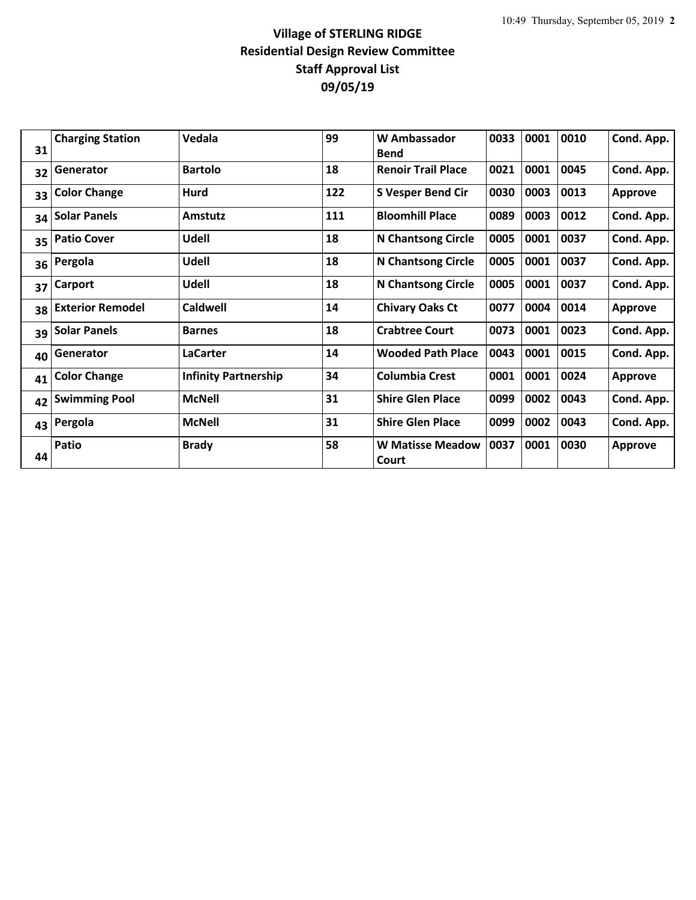**Village of STERLING RIDGE**
**Residential Design Review Committee**
**Staff Approval List**
**09/05/19**

| | | | | | | | | |
|---|---|---|---|---|---|---|---|---|
| 31 | Charging Station | Vedala | 99 | W Ambassador Bend | 0033 | 0001 | 0010 | Cond. App. |
| 32 | Generator | Bartolo | 18 | Renoir Trail Place | 0021 | 0001 | 0045 | Cond. App. |
| 33 | Color Change | Hurd | 122 | S Vesper Bend Cir | 0030 | 0003 | 0013 | Approve |
| 34 | Solar Panels | Amstutz | 111 | Bloomhill Place | 0089 | 0003 | 0012 | Cond. App. |
| 35 | Patio Cover | Udell | 18 | N Chantsong Circle | 0005 | 0001 | 0037 | Cond. App. |
| 36 | Pergola | Udell | 18 | N Chantsong Circle | 0005 | 0001 | 0037 | Cond. App. |
| 37 | Carport | Udell | 18 | N Chantsong Circle | 0005 | 0001 | 0037 | Cond. App. |
| 38 | Exterior Remodel | Caldwell | 14 | Chivary Oaks Ct | 0077 | 0004 | 0014 | Approve |
| 39 | Solar Panels | Barnes | 18 | Crabtree Court | 0073 | 0001 | 0023 | Cond. App. |
| 40 | Generator | LaCarter | 14 | Wooded Path Place | 0043 | 0001 | 0015 | Cond. App. |
| 41 | Color Change | Infinity Partnership | 34 | Columbia Crest | 0001 | 0001 | 0024 | Approve |
| 42 | Swimming Pool | McNell | 31 | Shire Glen Place | 0099 | 0002 | 0043 | Cond. App. |
| 43 | Pergola | McNell | 31 | Shire Glen Place | 0099 | 0002 | 0043 | Cond. App. |
| 44 | Patio | Brady | 58 | W Matisse Meadow Court | 0037 | 0001 | 0030 | Approve |